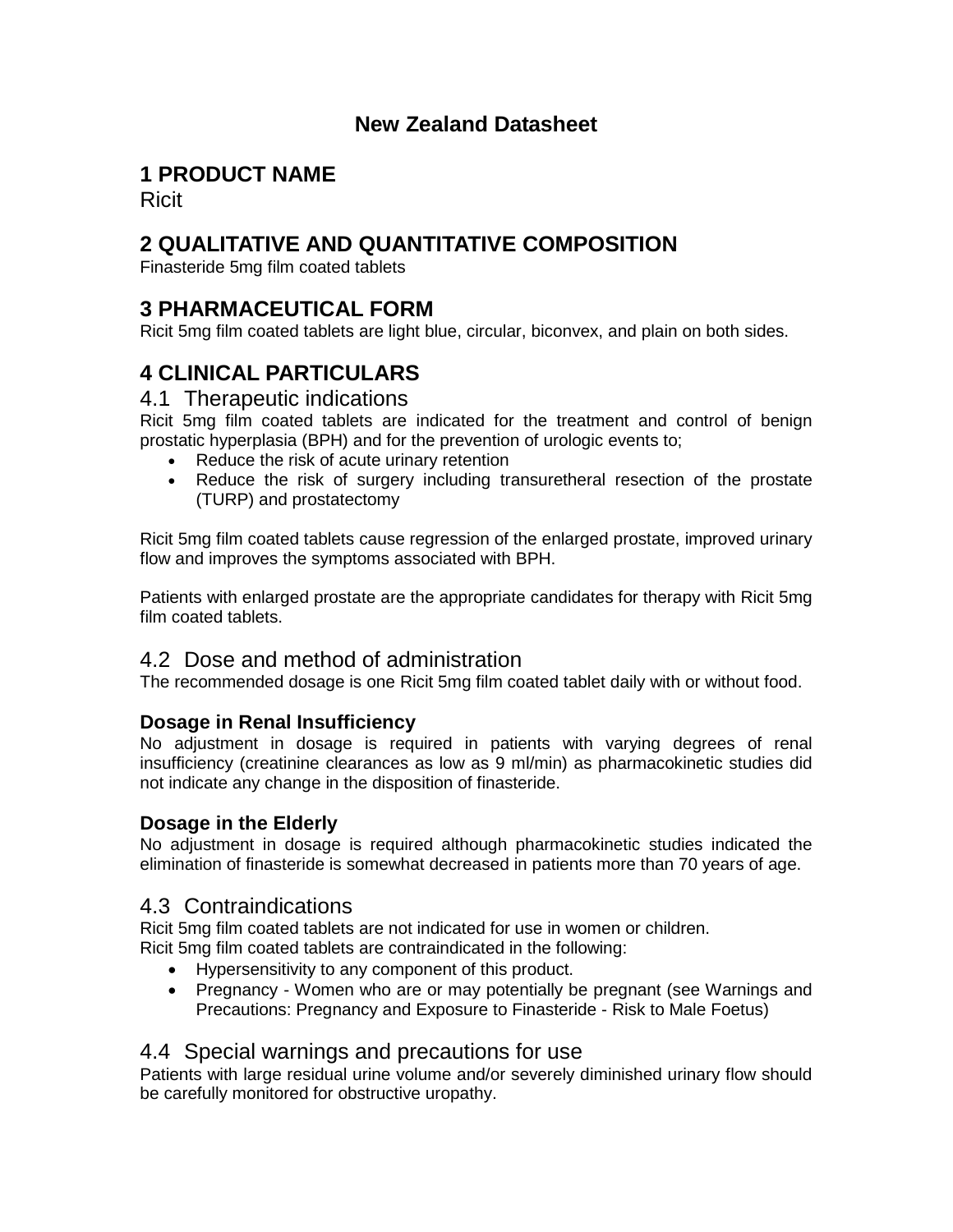# New Zealand Datasheet

## 1 PRODUCT NAME

Ricit

## 2 QUALITATIVE AND QUANTITATIVE COMPOSITION

Finasteride 5mg film coated tablets

## 3 PHARMACEUTICAL FORM

Ricit 5mg film coated tablets are light blue, circular, biconvex, and plain on both sides.

## 4 CLINICAL PARTICULARS

### 4.1 Therapeutic indications

Ricit 5mg film coated tablets are indicated for the treatment and control of benign prostatic hyperplasia (BPH) and for the prevention of urologic events to;

- Reduce the risk of acute urinary retention
- Reduce the risk of surgery including transuretheral resection of the prostate (TURP) and prostatectomy

Ricit 5mg film coated tablets cause regression of the enlarged prostate, improved urinary flow and improves the symptoms associated with BPH.

Patients with enlarged prostate are the appropriate candidates for therapy with Ricit 5mg film coated tablets.

### 4.2 Dose and method of administration

The recommended dosage is one Ricit 5mg film coated tablet daily with or without food.

#### Dosage in Renal Insufficiency

No adjustment in dosage is required in patients with varying degrees of renal insufficiency (creatinine clearances as low as 9 ml/min) as pharmacokinetic studies did not indicate any change in the disposition of finasteride.

#### Dosage in the Elderly

No adjustment in dosage is required although pharmacokinetic studies indicated the elimination of finasteride is somewhat decreased in patients more than 70 years of age.

### 4.3 Contraindications

Ricit 5mg film coated tablets are not indicated for use in women or children.
Ricit 5mg film coated tablets are contraindicated in the following:

- Hypersensitivity to any component of this product.
- Pregnancy - Women who are or may potentially be pregnant (see Warnings and Precautions: Pregnancy and Exposure to Finasteride - Risk to Male Foetus)

### 4.4 Special warnings and precautions for use

Patients with large residual urine volume and/or severely diminished urinary flow should be carefully monitored for obstructive uropathy.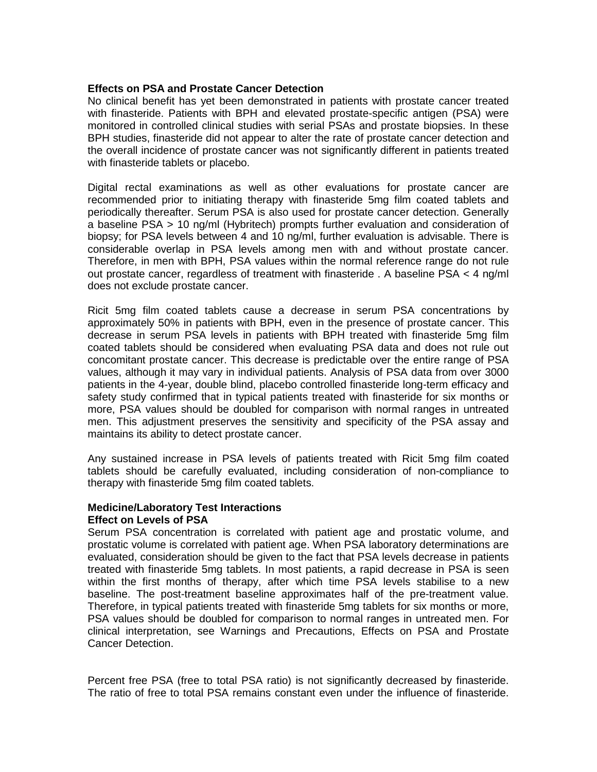**Effects on PSA and Prostate Cancer Detection**

No clinical benefit has yet been demonstrated in patients with prostate cancer treated with finasteride. Patients with BPH and elevated prostate-specific antigen (PSA) were monitored in controlled clinical studies with serial PSAs and prostate biopsies. In these BPH studies, finasteride did not appear to alter the rate of prostate cancer detection and the overall incidence of prostate cancer was not significantly different in patients treated with finasteride tablets or placebo.

Digital rectal examinations as well as other evaluations for prostate cancer are recommended prior to initiating therapy with finasteride 5mg film coated tablets and periodically thereafter. Serum PSA is also used for prostate cancer detection. Generally a baseline PSA > 10 ng/ml (Hybritech) prompts further evaluation and consideration of biopsy; for PSA levels between 4 and 10 ng/ml, further evaluation is advisable. There is considerable overlap in PSA levels among men with and without prostate cancer. Therefore, in men with BPH, PSA values within the normal reference range do not rule out prostate cancer, regardless of treatment with finasteride . A baseline PSA < 4 ng/ml does not exclude prostate cancer.

Ricit 5mg film coated tablets cause a decrease in serum PSA concentrations by approximately 50% in patients with BPH, even in the presence of prostate cancer. This decrease in serum PSA levels in patients with BPH treated with finasteride 5mg film coated tablets should be considered when evaluating PSA data and does not rule out concomitant prostate cancer. This decrease is predictable over the entire range of PSA values, although it may vary in individual patients. Analysis of PSA data from over 3000 patients in the 4-year, double blind, placebo controlled finasteride long-term efficacy and safety study confirmed that in typical patients treated with finasteride for six months or more, PSA values should be doubled for comparison with normal ranges in untreated men. This adjustment preserves the sensitivity and specificity of the PSA assay and maintains its ability to detect prostate cancer.

Any sustained increase in PSA levels of patients treated with Ricit 5mg film coated tablets should be carefully evaluated, including consideration of non-compliance to therapy with finasteride 5mg film coated tablets.

**Medicine/Laboratory Test Interactions**

**Effect on Levels of PSA**

Serum PSA concentration is correlated with patient age and prostatic volume, and prostatic volume is correlated with patient age. When PSA laboratory determinations are evaluated, consideration should be given to the fact that PSA levels decrease in patients treated with finasteride 5mg tablets. In most patients, a rapid decrease in PSA is seen within the first months of therapy, after which time PSA levels stabilise to a new baseline. The post-treatment baseline approximates half of the pre-treatment value. Therefore, in typical patients treated with finasteride 5mg tablets for six months or more, PSA values should be doubled for comparison to normal ranges in untreated men. For clinical interpretation, see Warnings and Precautions, Effects on PSA and Prostate Cancer Detection.

Percent free PSA (free to total PSA ratio) is not significantly decreased by finasteride. The ratio of free to total PSA remains constant even under the influence of finasteride.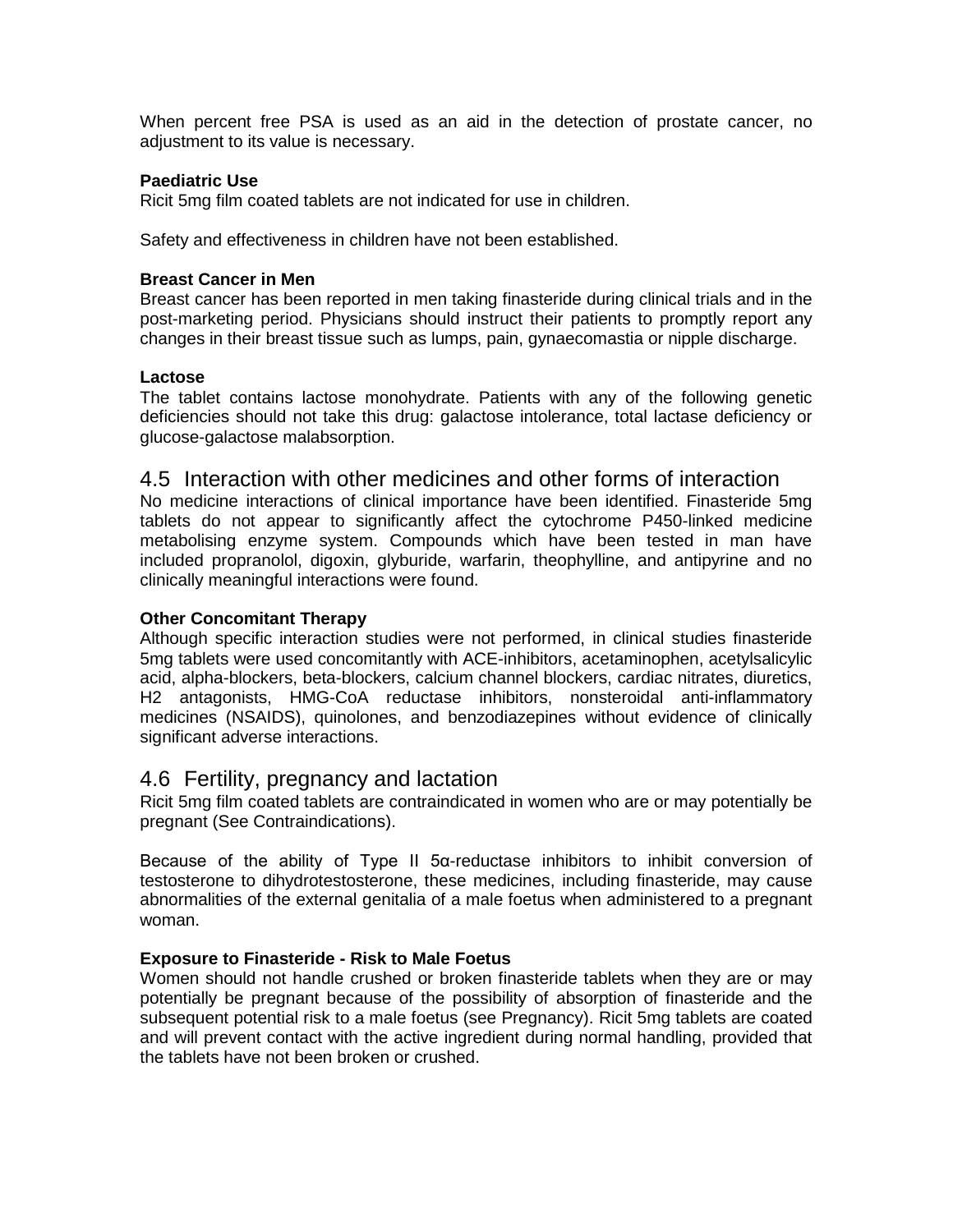When percent free PSA is used as an aid in the detection of prostate cancer, no adjustment to its value is necessary.

**Paediatric Use**

Ricit 5mg film coated tablets are not indicated for use in children.

Safety and effectiveness in children have not been established.

**Breast Cancer in Men**

Breast cancer has been reported in men taking finasteride during clinical trials and in the post-marketing period. Physicians should instruct their patients to promptly report any changes in their breast tissue such as lumps, pain, gynaecomastia or nipple discharge.

**Lactose**

The tablet contains lactose monohydrate. Patients with any of the following genetic deficiencies should not take this drug: galactose intolerance, total lactase deficiency or glucose-galactose malabsorption.

## 4.5 Interaction with other medicines and other forms of interaction

No medicine interactions of clinical importance have been identified. Finasteride 5mg tablets do not appear to significantly affect the cytochrome P450-linked medicine metabolising enzyme system. Compounds which have been tested in man have included propranolol, digoxin, glyburide, warfarin, theophylline, and antipyrine and no clinically meaningful interactions were found.

**Other Concomitant Therapy**

Although specific interaction studies were not performed, in clinical studies finasteride 5mg tablets were used concomitantly with ACE-inhibitors, acetaminophen, acetylsalicylic acid, alpha-blockers, beta-blockers, calcium channel blockers, cardiac nitrates, diuretics, H2 antagonists, HMG-CoA reductase inhibitors, nonsteroidal anti-inflammatory medicines (NSAIDS), quinolones, and benzodiazepines without evidence of clinically significant adverse interactions.

## 4.6 Fertility, pregnancy and lactation

Ricit 5mg film coated tablets are contraindicated in women who are or may potentially be pregnant (See Contraindications).

Because of the ability of Type II 5α-reductase inhibitors to inhibit conversion of testosterone to dihydrotestosterone, these medicines, including finasteride, may cause abnormalities of the external genitalia of a male foetus when administered to a pregnant woman.

**Exposure to Finasteride - Risk to Male Foetus**

Women should not handle crushed or broken finasteride tablets when they are or may potentially be pregnant because of the possibility of absorption of finasteride and the subsequent potential risk to a male foetus (see Pregnancy). Ricit 5mg tablets are coated and will prevent contact with the active ingredient during normal handling, provided that the tablets have not been broken or crushed.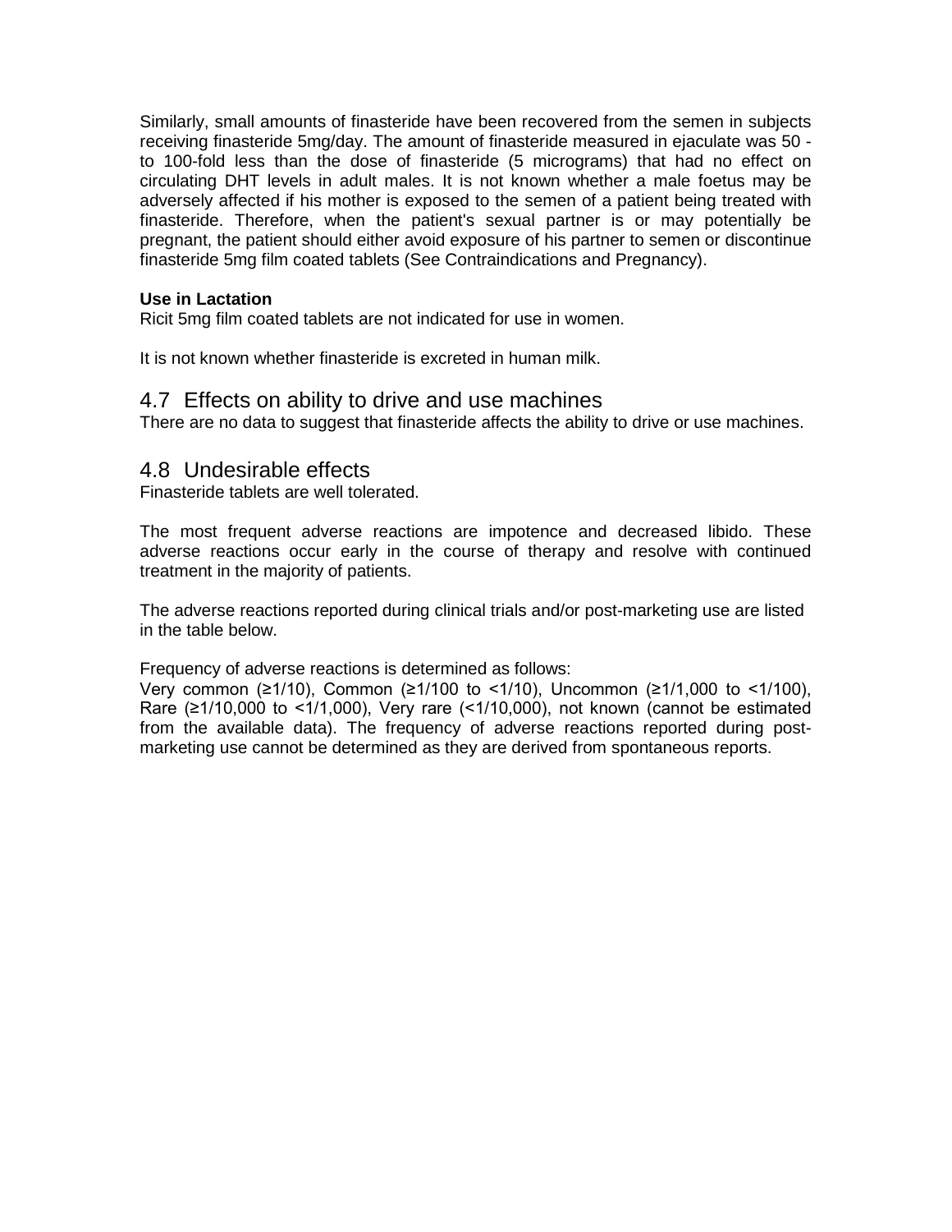Similarly, small amounts of finasteride have been recovered from the semen in subjects receiving finasteride 5mg/day. The amount of finasteride measured in ejaculate was 50 - to 100-fold less than the dose of finasteride (5 micrograms) that had no effect on circulating DHT levels in adult males. It is not known whether a male foetus may be adversely affected if his mother is exposed to the semen of a patient being treated with finasteride. Therefore, when the patient's sexual partner is or may potentially be pregnant, the patient should either avoid exposure of his partner to semen or discontinue finasteride 5mg film coated tablets (See Contraindications and Pregnancy).

**Use in Lactation**

Ricit 5mg film coated tablets are not indicated for use in women.

It is not known whether finasteride is excreted in human milk.

## 4.7 Effects on ability to drive and use machines

There are no data to suggest that finasteride affects the ability to drive or use machines.

## 4.8 Undesirable effects

Finasteride tablets are well tolerated.

The most frequent adverse reactions are impotence and decreased libido. These adverse reactions occur early in the course of therapy and resolve with continued treatment in the majority of patients.

The adverse reactions reported during clinical trials and/or post-marketing use are listed in the table below.

Frequency of adverse reactions is determined as follows:
Very common (≥1/10), Common (≥1/100 to <1/10), Uncommon (≥1/1,000 to <1/100), Rare (≥1/10,000 to <1/1,000), Very rare (<1/10,000), not known (cannot be estimated from the available data). The frequency of adverse reactions reported during post-marketing use cannot be determined as they are derived from spontaneous reports.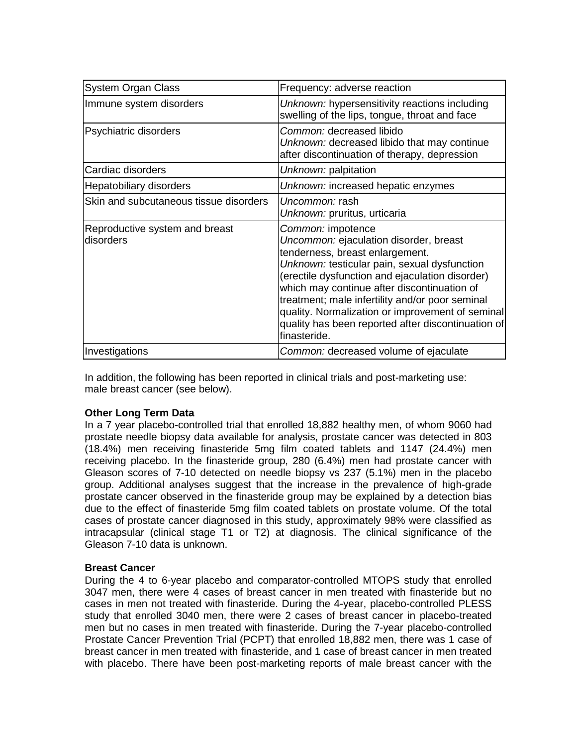| System Organ Class | Frequency: adverse reaction |
|---|---|
| Immune system disorders | *Unknown:* hypersensitivity reactions including swelling of the lips, tongue, throat and face |
| Psychiatric disorders | *Common:* decreased libido<br>*Unknown:* decreased libido that may continue after discontinuation of therapy, depression |
| Cardiac disorders | *Unknown:* palpitation |
| Hepatobiliary disorders | *Unknown:* increased hepatic enzymes |
| Skin and subcutaneous tissue disorders | *Uncommon:* rash<br>*Unknown:* pruritus, urticaria |
| Reproductive system and breast disorders | *Common:* impotence<br>*Uncommon:* ejaculation disorder, breast tenderness, breast enlargement.<br>*Unknown:* testicular pain, sexual dysfunction (erectile dysfunction and ejaculation disorder) which may continue after discontinuation of treatment; male infertility and/or poor seminal quality. Normalization or improvement of seminal quality has been reported after discontinuation of finasteride. |
| Investigations | *Common:* decreased volume of ejaculate |

In addition, the following has been reported in clinical trials and post-marketing use: male breast cancer (see below).

**Other Long Term Data**

In a 7 year placebo-controlled trial that enrolled 18,882 healthy men, of whom 9060 had prostate needle biopsy data available for analysis, prostate cancer was detected in 803 (18.4%) men receiving finasteride 5mg film coated tablets and 1147 (24.4%) men receiving placebo. In the finasteride group, 280 (6.4%) men had prostate cancer with Gleason scores of 7-10 detected on needle biopsy vs 237 (5.1%) men in the placebo group. Additional analyses suggest that the increase in the prevalence of high-grade prostate cancer observed in the finasteride group may be explained by a detection bias due to the effect of finasteride 5mg film coated tablets on prostate volume. Of the total cases of prostate cancer diagnosed in this study, approximately 98% were classified as intracapsular (clinical stage T1 or T2) at diagnosis. The clinical significance of the Gleason 7-10 data is unknown.

**Breast Cancer**

During the 4 to 6-year placebo and comparator-controlled MTOPS study that enrolled 3047 men, there were 4 cases of breast cancer in men treated with finasteride but no cases in men not treated with finasteride. During the 4-year, placebo-controlled PLESS study that enrolled 3040 men, there were 2 cases of breast cancer in placebo-treated men but no cases in men treated with finasteride. During the 7-year placebo-controlled Prostate Cancer Prevention Trial (PCPT) that enrolled 18,882 men, there was 1 case of breast cancer in men treated with finasteride, and 1 case of breast cancer in men treated with placebo. There have been post-marketing reports of male breast cancer with the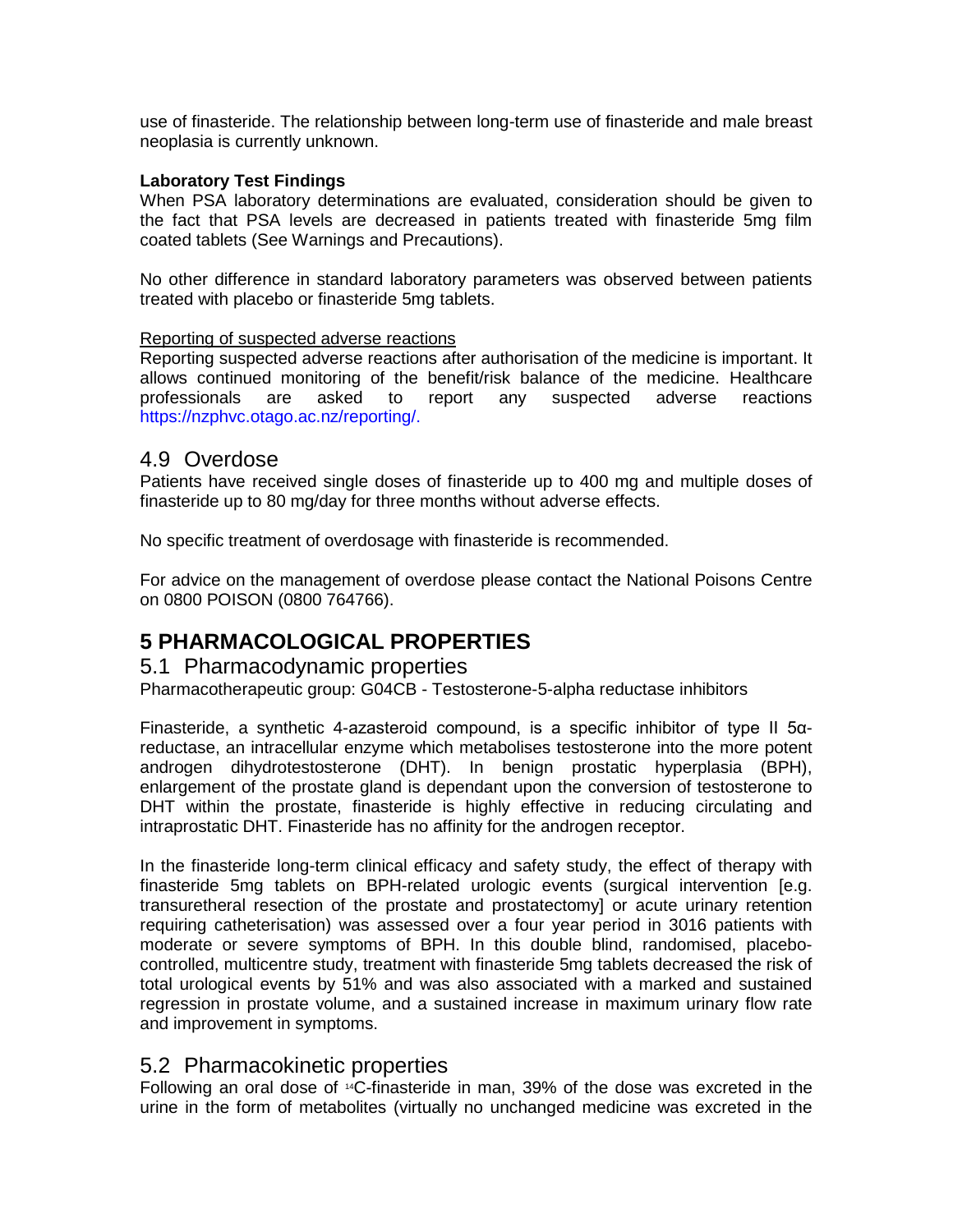use of finasteride. The relationship between long-term use of finasteride and male breast neoplasia is currently unknown.

**Laboratory Test Findings**

When PSA laboratory determinations are evaluated, consideration should be given to the fact that PSA levels are decreased in patients treated with finasteride 5mg film coated tablets (See Warnings and Precautions).

No other difference in standard laboratory parameters was observed between patients treated with placebo or finasteride 5mg tablets.

Reporting of suspected adverse reactions

Reporting suspected adverse reactions after authorisation of the medicine is important. It allows continued monitoring of the benefit/risk balance of the medicine. Healthcare professionals are asked to report any suspected adverse reactions https://nzphvc.otago.ac.nz/reporting/.

## 4.9 Overdose

Patients have received single doses of finasteride up to 400 mg and multiple doses of finasteride up to 80 mg/day for three months without adverse effects.

No specific treatment of overdosage with finasteride is recommended.

For advice on the management of overdose please contact the National Poisons Centre on 0800 POISON (0800 764766).

# 5 PHARMACOLOGICAL PROPERTIES

## 5.1 Pharmacodynamic properties

Pharmacotherapeutic group: G04CB - Testosterone-5-alpha reductase inhibitors

Finasteride, a synthetic 4-azasteroid compound, is a specific inhibitor of type II 5α-reductase, an intracellular enzyme which metabolises testosterone into the more potent androgen dihydrotestosterone (DHT). In benign prostatic hyperplasia (BPH), enlargement of the prostate gland is dependant upon the conversion of testosterone to DHT within the prostate, finasteride is highly effective in reducing circulating and intraprostatic DHT. Finasteride has no affinity for the androgen receptor.

In the finasteride long-term clinical efficacy and safety study, the effect of therapy with finasteride 5mg tablets on BPH-related urologic events (surgical intervention [e.g. transuretheral resection of the prostate and prostatectomy] or acute urinary retention requiring catheterisation) was assessed over a four year period in 3016 patients with moderate or severe symptoms of BPH. In this double blind, randomised, placebo-controlled, multicentre study, treatment with finasteride 5mg tablets decreased the risk of total urological events by 51% and was also associated with a marked and sustained regression in prostate volume, and a sustained increase in maximum urinary flow rate and improvement in symptoms.

## 5.2 Pharmacokinetic properties

Following an oral dose of $^{14}$C-finasteride in man, 39% of the dose was excreted in the urine in the form of metabolites (virtually no unchanged medicine was excreted in the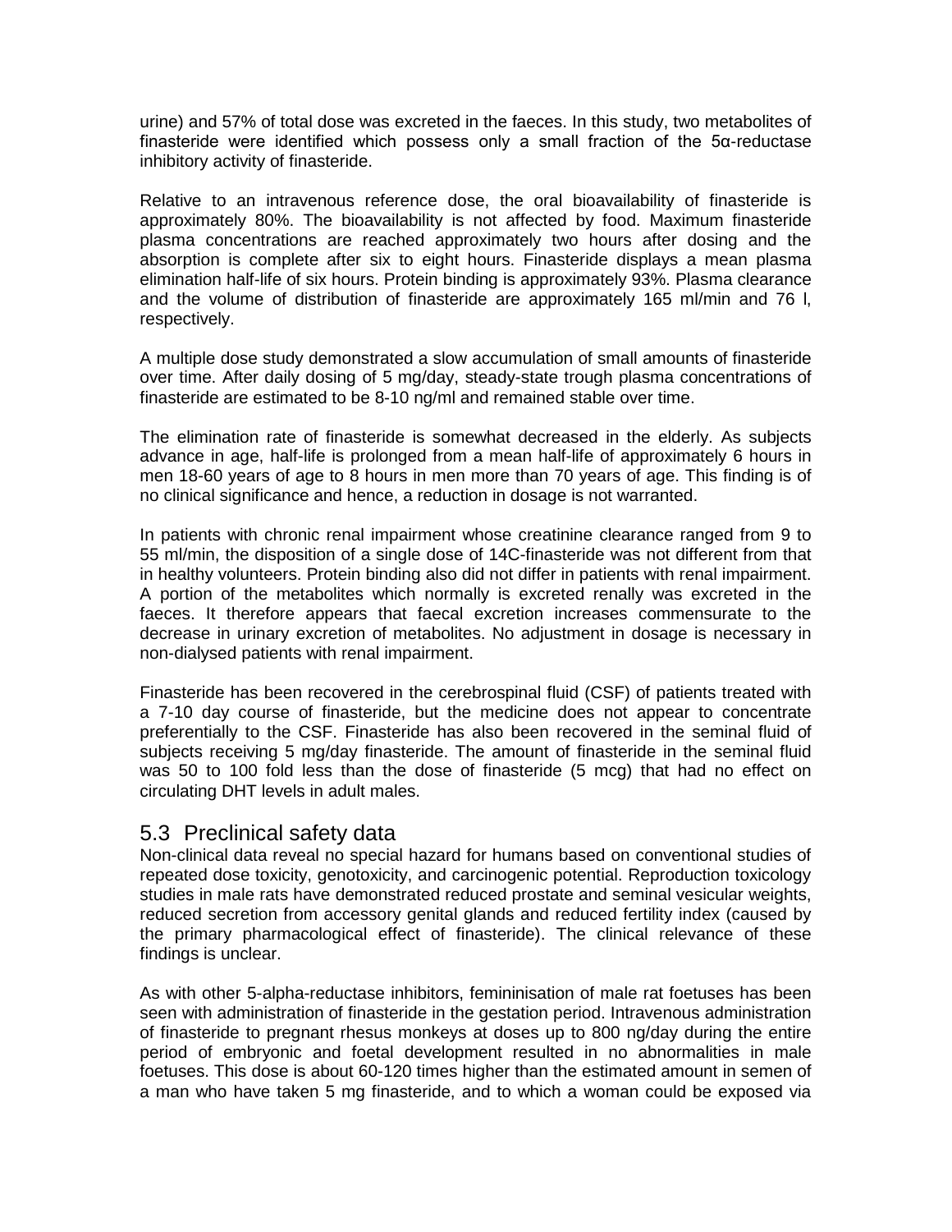urine) and 57% of total dose was excreted in the faeces. In this study, two metabolites of finasteride were identified which possess only a small fraction of the 5α-reductase inhibitory activity of finasteride.

Relative to an intravenous reference dose, the oral bioavailability of finasteride is approximately 80%. The bioavailability is not affected by food. Maximum finasteride plasma concentrations are reached approximately two hours after dosing and the absorption is complete after six to eight hours. Finasteride displays a mean plasma elimination half-life of six hours. Protein binding is approximately 93%. Plasma clearance and the volume of distribution of finasteride are approximately 165 ml/min and 76 l, respectively.

A multiple dose study demonstrated a slow accumulation of small amounts of finasteride over time. After daily dosing of 5 mg/day, steady-state trough plasma concentrations of finasteride are estimated to be 8-10 ng/ml and remained stable over time.

The elimination rate of finasteride is somewhat decreased in the elderly. As subjects advance in age, half-life is prolonged from a mean half-life of approximately 6 hours in men 18-60 years of age to 8 hours in men more than 70 years of age. This finding is of no clinical significance and hence, a reduction in dosage is not warranted.

In patients with chronic renal impairment whose creatinine clearance ranged from 9 to 55 ml/min, the disposition of a single dose of 14C-finasteride was not different from that in healthy volunteers. Protein binding also did not differ in patients with renal impairment. A portion of the metabolites which normally is excreted renally was excreted in the faeces. It therefore appears that faecal excretion increases commensurate to the decrease in urinary excretion of metabolites. No adjustment in dosage is necessary in non-dialysed patients with renal impairment.

Finasteride has been recovered in the cerebrospinal fluid (CSF) of patients treated with a 7-10 day course of finasteride, but the medicine does not appear to concentrate preferentially to the CSF. Finasteride has also been recovered in the seminal fluid of subjects receiving 5 mg/day finasteride. The amount of finasteride in the seminal fluid was 50 to 100 fold less than the dose of finasteride (5 mcg) that had no effect on circulating DHT levels in adult males.

## 5.3 Preclinical safety data

Non-clinical data reveal no special hazard for humans based on conventional studies of repeated dose toxicity, genotoxicity, and carcinogenic potential. Reproduction toxicology studies in male rats have demonstrated reduced prostate and seminal vesicular weights, reduced secretion from accessory genital glands and reduced fertility index (caused by the primary pharmacological effect of finasteride). The clinical relevance of these findings is unclear.

As with other 5-alpha-reductase inhibitors, femininisation of male rat foetuses has been seen with administration of finasteride in the gestation period. Intravenous administration of finasteride to pregnant rhesus monkeys at doses up to 800 ng/day during the entire period of embryonic and foetal development resulted in no abnormalities in male foetuses. This dose is about 60-120 times higher than the estimated amount in semen of a man who have taken 5 mg finasteride, and to which a woman could be exposed via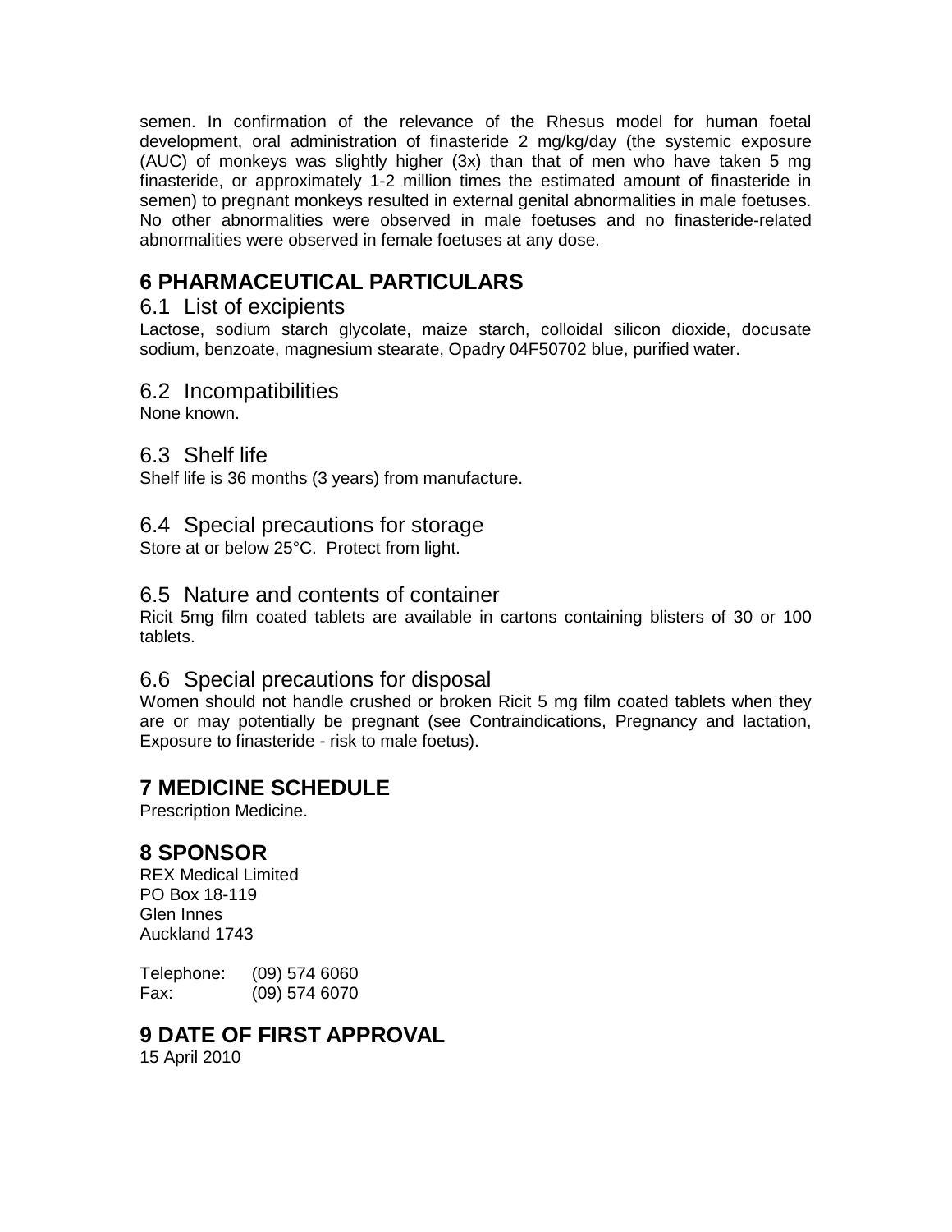semen. In confirmation of the relevance of the Rhesus model for human foetal development, oral administration of finasteride 2 mg/kg/day (the systemic exposure (AUC) of monkeys was slightly higher (3x) than that of men who have taken 5 mg finasteride, or approximately 1-2 million times the estimated amount of finasteride in semen) to pregnant monkeys resulted in external genital abnormalities in male foetuses. No other abnormalities were observed in male foetuses and no finasteride-related abnormalities were observed in female foetuses at any dose.

# 6 PHARMACEUTICAL PARTICULARS

## 6.1 List of excipients

Lactose, sodium starch glycolate, maize starch, colloidal silicon dioxide, docusate sodium, benzoate, magnesium stearate, Opadry 04F50702 blue, purified water.

## 6.2 Incompatibilities

None known.

## 6.3 Shelf life

Shelf life is 36 months (3 years) from manufacture.

## 6.4 Special precautions for storage

Store at or below 25°C. Protect from light.

## 6.5 Nature and contents of container

Ricit 5mg film coated tablets are available in cartons containing blisters of 30 or 100 tablets.

## 6.6 Special precautions for disposal

Women should not handle crushed or broken Ricit 5 mg film coated tablets when they are or may potentially be pregnant (see Contraindications, Pregnancy and lactation, Exposure to finasteride - risk to male foetus).

# 7 MEDICINE SCHEDULE

Prescription Medicine.

# 8 SPONSOR

REX Medical Limited
PO Box 18-119
Glen Innes
Auckland 1743

Telephone: (09) 574 6060
Fax: (09) 574 6070

# 9 DATE OF FIRST APPROVAL

15 April 2010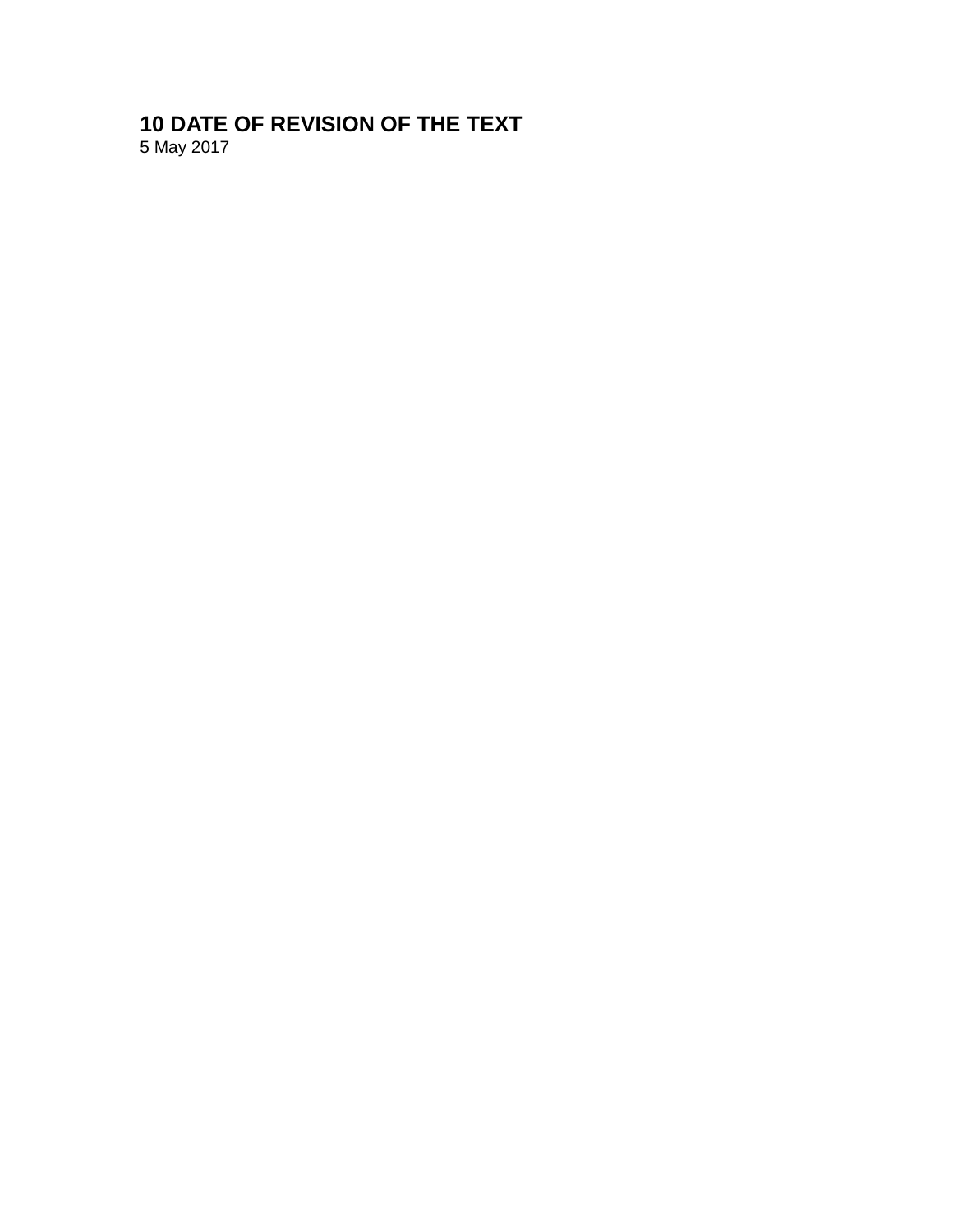## 10 DATE OF REVISION OF THE TEXT

5 May 2017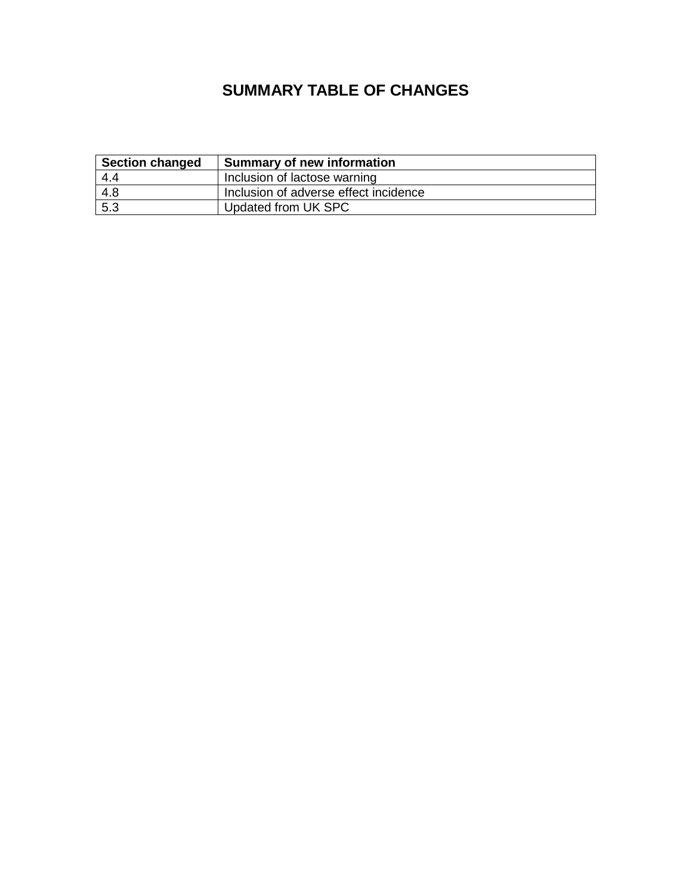# SUMMARY TABLE OF CHANGES

| Section changed | Summary of new information |
|---|---|
| 4.4 | Inclusion of lactose warning |
| 4.8 | Inclusion of adverse effect incidence |
| 5.3 | Updated from UK SPC |